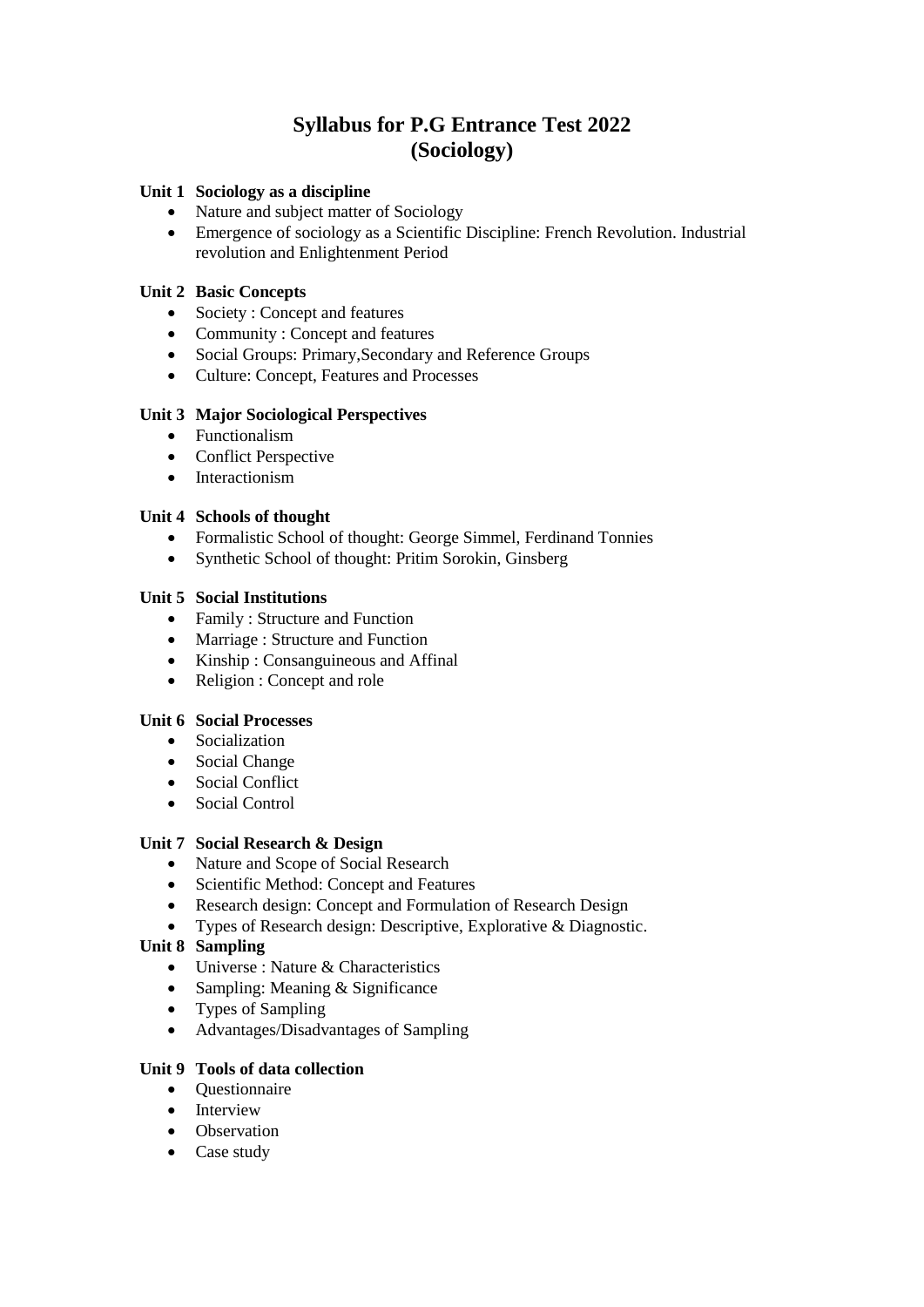# Syllabus for P.G Entrance Test 2022
# (Sociology)

**Unit 1 Sociology as a discipline**

- Nature and subject matter of Sociology
- Emergence of sociology as a Scientific Discipline: French Revolution. Industrial revolution and Enlightenment Period

**Unit 2 Basic Concepts**

- Society : Concept and features
- Community : Concept and features
- Social Groups: Primary,Secondary and Reference Groups
- Culture: Concept, Features and Processes

**Unit 3 Major Sociological Perspectives**

- Functionalism
- Conflict Perspective
- Interactionism

**Unit 4 Schools of thought**

- Formalistic School of thought: George Simmel, Ferdinand Tonnies
- Synthetic School of thought: Pritim Sorokin, Ginsberg

**Unit 5 Social Institutions**

- Family : Structure and Function
- Marriage : Structure and Function
- Kinship : Consanguineous and Affinal
- Religion : Concept and role

**Unit 6 Social Processes**

- Socialization
- Social Change
- Social Conflict
- Social Control

**Unit 7 Social Research & Design**

- Nature and Scope of Social Research
- Scientific Method: Concept and Features
- Research design: Concept and Formulation of Research Design
- Types of Research design: Descriptive, Explorative & Diagnostic.

**Unit 8 Sampling**

- Universe : Nature & Characteristics
- Sampling: Meaning & Significance
- Types of Sampling
- Advantages/Disadvantages of Sampling

**Unit 9 Tools of data collection**

- Questionnaire
- Interview
- Observation
- Case study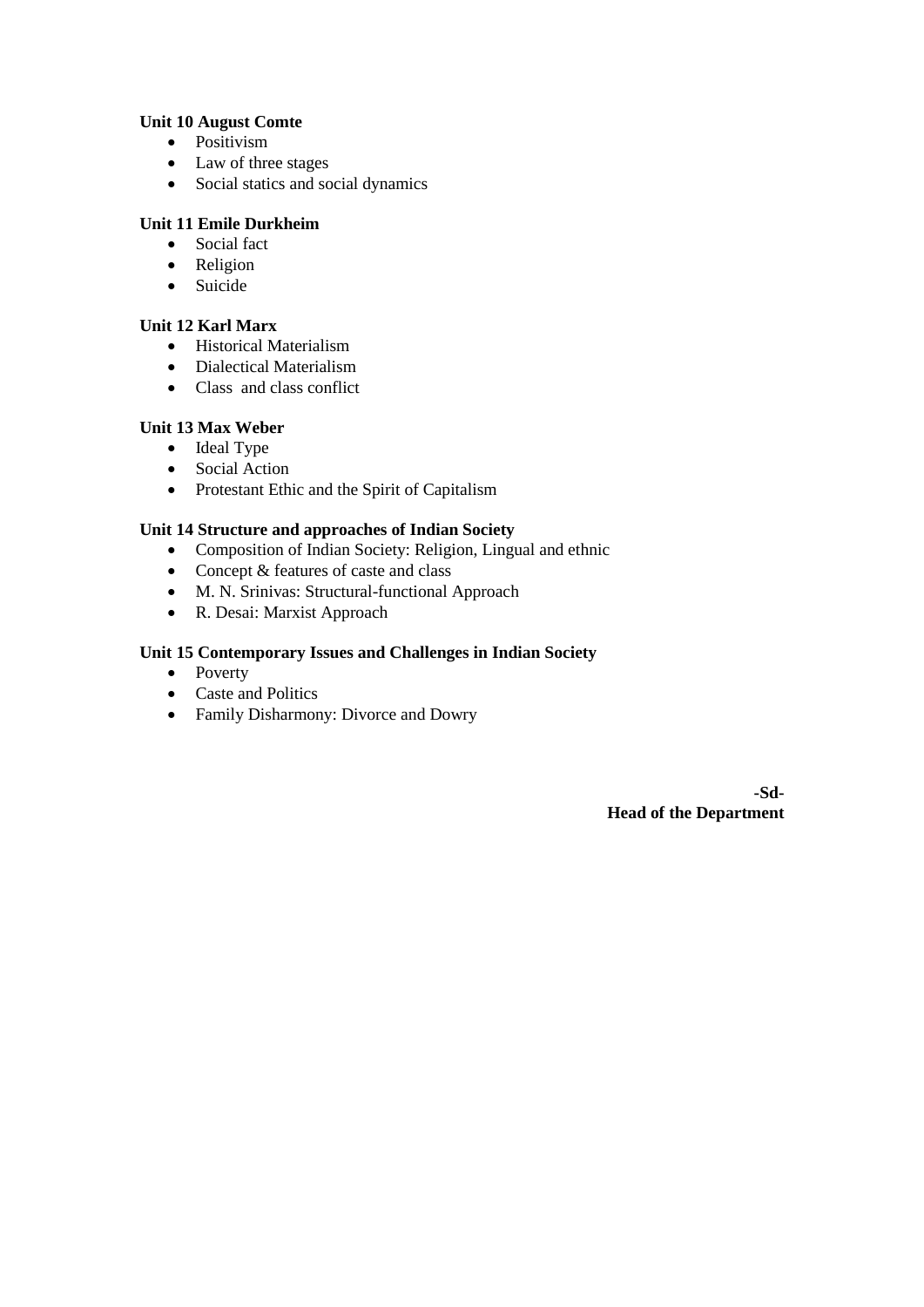**Unit 10 August Comte**

- Positivism
- Law of three stages
- Social statics and social dynamics

**Unit 11 Emile Durkheim**

- Social fact
- Religion
- Suicide

**Unit 12 Karl Marx**

- Historical Materialism
- Dialectical Materialism
- Class and class conflict

**Unit 13 Max Weber**

- Ideal Type
- Social Action
- Protestant Ethic and the Spirit of Capitalism

**Unit 14 Structure and approaches of Indian Society**

- Composition of Indian Society: Religion, Lingual and ethnic
- Concept & features of caste and class
- M. N. Srinivas: Structural-functional Approach
- R. Desai: Marxist Approach

**Unit 15 Contemporary Issues and Challenges in Indian Society**

- Poverty
- Caste and Politics
- Family Disharmony: Divorce and Dowry

**-Sd-**

**Head of the Department**